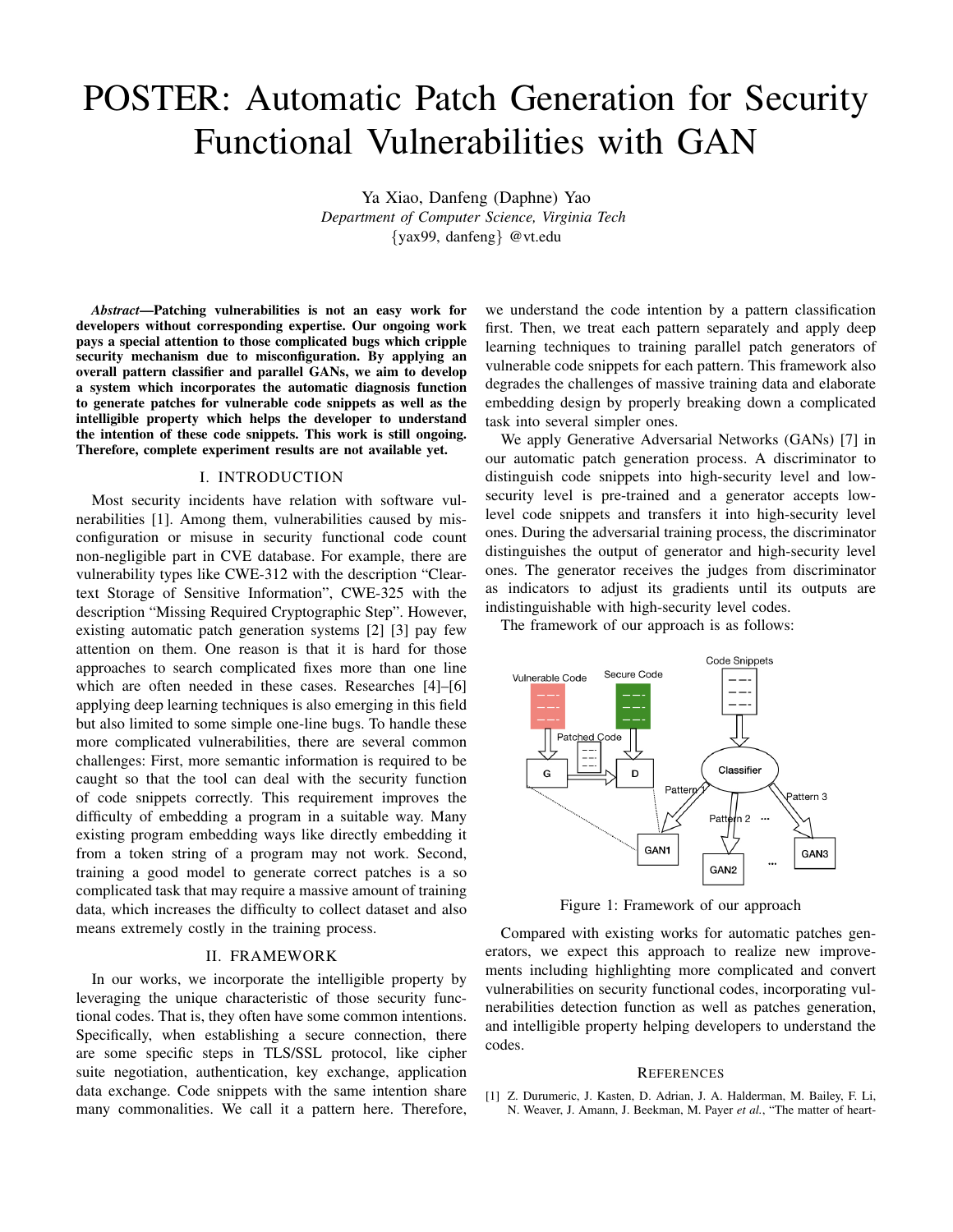# POSTER: Automatic Patch Generation for Security Functional Vulnerabilities with GAN

Ya Xiao, Danfeng (Daphne) Yao
*Department of Computer Science, Virginia Tech*
{yax99, danfeng} @vt.edu

***Abstract*—Patching vulnerabilities is not an easy work for developers without corresponding expertise. Our ongoing work pays a special attention to those complicated bugs which cripple security mechanism due to misconfiguration. By applying an overall pattern classifier and parallel GANs, we aim to develop a system which incorporates the automatic diagnosis function to generate patches for vulnerable code snippets as well as the intelligible property which helps the developer to understand the intention of these code snippets. This work is still ongoing. Therefore, complete experiment results are not available yet.**

## I. Introduction

Most security incidents have relation with software vulnerabilities [1]. Among them, vulnerabilities caused by misconfiguration or misuse in security functional code count non-negligible part in CVE database. For example, there are vulnerability types like CWE-312 with the description "Cleartext Storage of Sensitive Information", CWE-325 with the description "Missing Required Cryptographic Step". However, existing automatic patch generation systems [2] [3] pay few attention on them. One reason is that it is hard for those approaches to search complicated fixes more than one line which are often needed in these cases. Researches [4]–[6] applying deep learning techniques is also emerging in this field but also limited to some simple one-line bugs. To handle these more complicated vulnerabilities, there are several common challenges: First, more semantic information is required to be caught so that the tool can deal with the security function of code snippets correctly. This requirement improves the difficulty of embedding a program in a suitable way. Many existing program embedding ways like directly embedding it from a token string of a program may not work. Second, training a good model to generate correct patches is a so complicated task that may require a massive amount of training data, which increases the difficulty to collect dataset and also means extremely costly in the training process.

## II. Framework

In our works, we incorporate the intelligible property by leveraging the unique characteristic of those security functional codes. That is, they often have some common intentions. Specifically, when establishing a secure connection, there are some specific steps in TLS/SSL protocol, like cipher suite negotiation, authentication, key exchange, application data exchange. Code snippets with the same intention share many commonalities. We call it a pattern here. Therefore, we understand the code intention by a pattern classification first. Then, we treat each pattern separately and apply deep learning techniques to training parallel patch generators of vulnerable code snippets for each pattern. This framework also degrades the challenges of massive training data and elaborate embedding design by properly breaking down a complicated task into several simpler ones.

We apply Generative Adversarial Networks (GANs) [7] in our automatic patch generation process. A discriminator to distinguish code snippets into high-security level and low-security level is pre-trained and a generator accepts low-level code snippets and transfers it into high-security level ones. During the adversarial training process, the discriminator distinguishes the output of generator and high-security level ones. The generator receives the judges from discriminator as indicators to adjust its gradients until its outputs are indistinguishable with high-security level codes.

The framework of our approach is as follows:

Figure 1: Framework of our approach

Compared with existing works for automatic patches generators, we expect this approach to realize new improvements including highlighting more complicated and convert vulnerabilities on security functional codes, incorporating vulnerabilities detection function as well as patches generation, and intelligible property helping developers to understand the codes.

## References

[1] Z. Durumeric, J. Kasten, D. Adrian, J. A. Halderman, M. Bailey, F. Li, N. Weaver, J. Amann, J. Beekman, M. Payer *et al.*, "The matter of heart-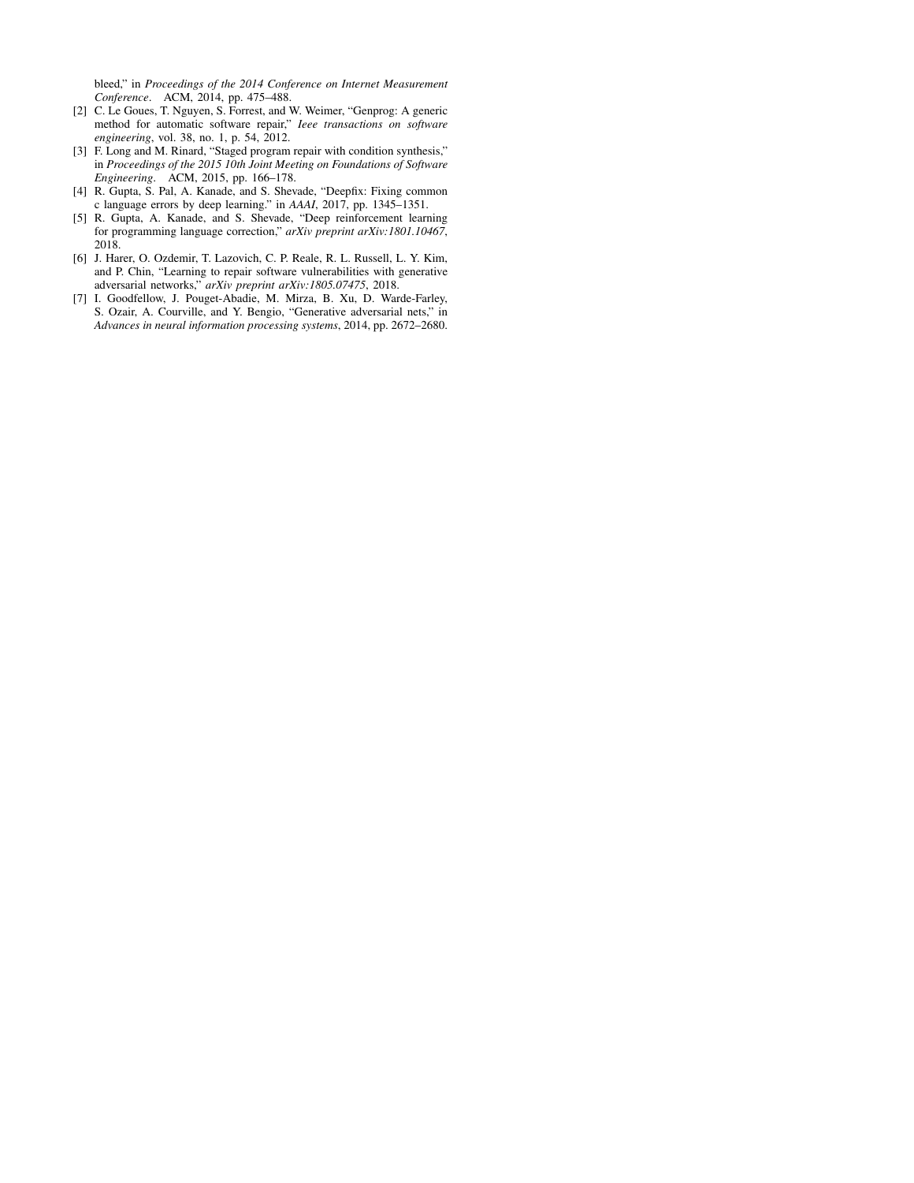bleed," in *Proceedings of the 2014 Conference on Internet Measurement Conference*. ACM, 2014, pp. 475–488.

[2] C. Le Goues, T. Nguyen, S. Forrest, and W. Weimer, "Genprog: A generic method for automatic software repair," *Ieee transactions on software engineering*, vol. 38, no. 1, p. 54, 2012.

[3] F. Long and M. Rinard, "Staged program repair with condition synthesis," in *Proceedings of the 2015 10th Joint Meeting on Foundations of Software Engineering*. ACM, 2015, pp. 166–178.

[4] R. Gupta, S. Pal, A. Kanade, and S. Shevade, "Deepfix: Fixing common c language errors by deep learning." in *AAAI*, 2017, pp. 1345–1351.

[5] R. Gupta, A. Kanade, and S. Shevade, "Deep reinforcement learning for programming language correction," *arXiv preprint arXiv:1801.10467*, 2018.

[6] J. Harer, O. Ozdemir, T. Lazovich, C. P. Reale, R. L. Russell, L. Y. Kim, and P. Chin, "Learning to repair software vulnerabilities with generative adversarial networks," *arXiv preprint arXiv:1805.07475*, 2018.

[7] I. Goodfellow, J. Pouget-Abadie, M. Mirza, B. Xu, D. Warde-Farley, S. Ozair, A. Courville, and Y. Bengio, "Generative adversarial nets," in *Advances in neural information processing systems*, 2014, pp. 2672–2680.